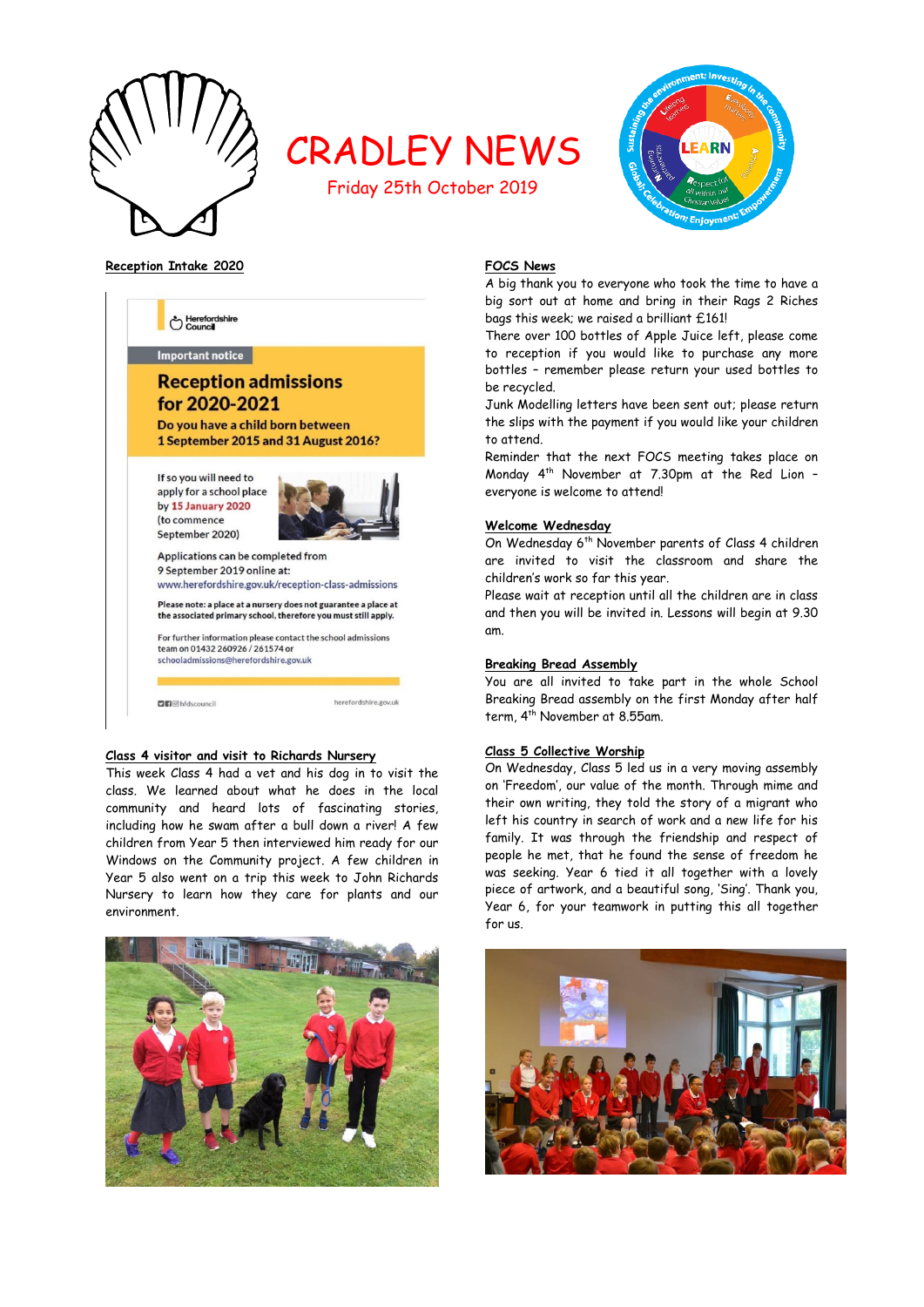# CRADLEY NEWS

Friday 25th October 2019

**Reception Intake 2020**

Herefordshire Council

Important notice

**Reception admissions for 2020-2021**

**Do you have a child born between 1 September 2015 and 31 August 2016?**

If so you will need to apply for a school place by 15 January 2020 (to commence September 2020)

Applications can be completed from 9 September 2019 online at:
www.herefordshire.gov.uk/reception-class-admissions

**Please note: a place at a nursery does not guarantee a place at the associated primary school, therefore you must still apply.**

For further information please contact the school admissions team on 01432 260926 / 261574 or schooladmissions@herefordshire.gov.uk

@hfdscouncil

herefordshire.gov.uk

**Class 4 visitor and visit to Richards Nursery**

This week Class 4 had a vet and his dog in to visit the class. We learned about what he does in the local community and heard lots of fascinating stories, including how he swam after a bull down a river! A few children from Year 5 then interviewed him ready for our Windows on the Community project. A few children in Year 5 also went on a trip this week to John Richards Nursery to learn how they care for plants and our environment.

**FOCS News**

A big thank you to everyone who took the time to have a big sort out at home and bring in their Rags 2 Riches bags this week; we raised a brilliant £161!

There over 100 bottles of Apple Juice left, please come to reception if you would like to purchase any more bottles – remember please return your used bottles to be recycled.

Junk Modelling letters have been sent out; please return the slips with the payment if you would like your children to attend.

Reminder that the next FOCS meeting takes place on Monday 4th November at 7.30pm at the Red Lion – everyone is welcome to attend!

**Welcome Wednesday**

On Wednesday 6th November parents of Class 4 children are invited to visit the classroom and share the children's work so far this year.

Please wait at reception until all the children are in class and then you will be invited in. Lessons will begin at 9.30 am.

**Breaking Bread Assembly**

You are all invited to take part in the whole School Breaking Bread assembly on the first Monday after half term, 4th November at 8.55am.

**Class 5 Collective Worship**

On Wednesday, Class 5 led us in a very moving assembly on 'Freedom', our value of the month. Through mime and their own writing, they told the story of a migrant who left his country in search of work and a new life for his family. It was through the friendship and respect of people he met, that he found the sense of freedom he was seeking. Year 6 tied it all together with a lovely piece of artwork, and a beautiful song, 'Sing'. Thank you, Year 6, for your teamwork in putting this all together for us.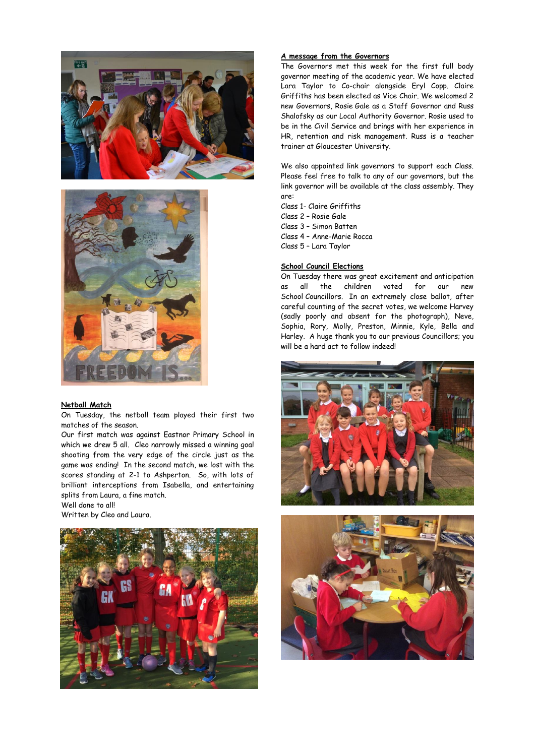## Netball Match

On Tuesday, the netball team played their first two matches of the season.

Our first match was against Eastnor Primary School in which we drew 5 all. Cleo narrowly missed a winning goal shooting from the very edge of the circle just as the game was ending! In the second match, we lost with the scores standing at 2-1 to Ashperton. So, with lots of brilliant interceptions from Isabella, and entertaining splits from Laura, a fine match.

Well done to all!

Written by Cleo and Laura.

## A message from the Governors

The Governors met this week for the first full body governor meeting of the academic year. We have elected Lara Taylor to Co-chair alongside Eryl Copp. Claire Griffiths has been elected as Vice Chair. We welcomed 2 new Governors, Rosie Gale as a Staff Governor and Russ Shalofsky as our Local Authority Governor. Rosie used to be in the Civil Service and brings with her experience in HR, retention and risk management. Russ is a teacher trainer at Gloucester University.

We also appointed link governors to support each Class. Please feel free to talk to any of our governors, but the link governor will be available at the class assembly. They are:

Class 1- Claire Griffiths
Class 2 – Rosie Gale
Class 3 – Simon Batten
Class 4 – Anne-Marie Rocca
Class 5 – Lara Taylor

## School Council Elections

On Tuesday there was great excitement and anticipation as all the children voted for our new School Councillors. In an extremely close ballot, after careful counting of the secret votes, we welcome Harvey (sadly poorly and absent for the photograph), Neve, Sophia, Rory, Molly, Preston, Minnie, Kyle, Bella and Harley. A huge thank you to our previous Councillors; you will be a hard act to follow indeed!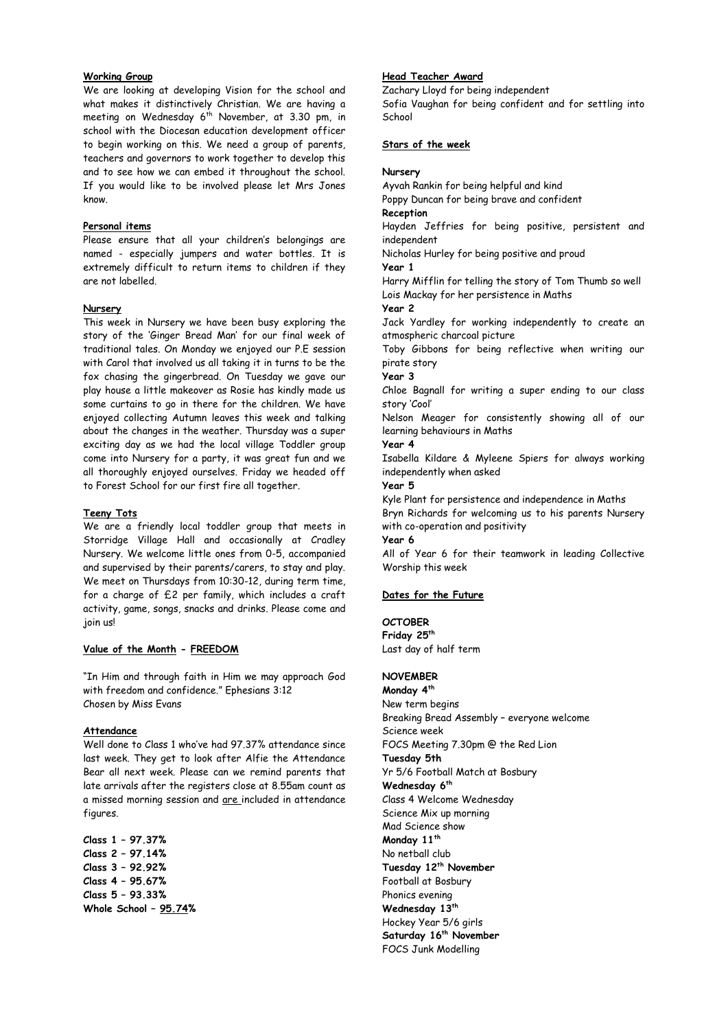## Working Group

We are looking at developing Vision for the school and what makes it distinctively Christian. We are having a meeting on Wednesday 6th November, at 3.30 pm, in school with the Diocesan education development officer to begin working on this. We need a group of parents, teachers and governors to work together to develop this and to see how we can embed it throughout the school. If you would like to be involved please let Mrs Jones know.

## Personal items

Please ensure that all your children's belongings are named - especially jumpers and water bottles. It is extremely difficult to return items to children if they are not labelled.

## Nursery

This week in Nursery we have been busy exploring the story of the 'Ginger Bread Man' for our final week of traditional tales. On Monday we enjoyed our P.E session with Carol that involved us all taking it in turns to be the fox chasing the gingerbread. On Tuesday we gave our play house a little makeover as Rosie has kindly made us some curtains to go in there for the children. We have enjoyed collecting Autumn leaves this week and talking about the changes in the weather. Thursday was a super exciting day as we had the local village Toddler group come into Nursery for a party, it was great fun and we all thoroughly enjoyed ourselves. Friday we headed off to Forest School for our first fire all together.

## Teeny Tots

We are a friendly local toddler group that meets in Storridge Village Hall and occasionally at Cradley Nursery. We welcome little ones from 0-5, accompanied and supervised by their parents/carers, to stay and play. We meet on Thursdays from 10:30-12, during term time, for a charge of £2 per family, which includes a craft activity, game, songs, snacks and drinks. Please come and join us!

## Value of the Month - FREEDOM

"In Him and through faith in Him we may approach God with freedom and confidence." Ephesians 3:12
Chosen by Miss Evans

## Attendance

Well done to Class 1 who've had 97.37% attendance since last week. They get to look after Alfie the Attendance Bear all next week. Please can we remind parents that late arrivals after the registers close at 8.55am count as a missed morning session and are included in attendance figures.

**Class 1 – 97.37%**
**Class 2 – 97.14%**
**Class 3 – 92.92%**
**Class 4 – 95.67%**
**Class 5 – 93.33%**
**Whole School – 95.74%**

## Head Teacher Award

Zachary Lloyd for being independent
Sofia Vaughan for being confident and for settling into School

## Stars of the week

**Nursery**
Ayvah Rankin for being helpful and kind
Poppy Duncan for being brave and confident

**Reception**
Hayden Jeffries for being positive, persistent and independent
Nicholas Hurley for being positive and proud

**Year 1**
Harry Mifflin for telling the story of Tom Thumb so well
Lois Mackay for her persistence in Maths

**Year 2**
Jack Yardley for working independently to create an atmospheric charcoal picture
Toby Gibbons for being reflective when writing our pirate story

**Year 3**
Chloe Bagnall for writing a super ending to our class story 'Cool'
Nelson Meager for consistently showing all of our learning behaviours in Maths

**Year 4**
Isabella Kildare & Myleene Spiers for always working independently when asked

**Year 5**
Kyle Plant for persistence and independence in Maths
Bryn Richards for welcoming us to his parents Nursery with co-operation and positivity

**Year 6**
All of Year 6 for their teamwork in leading Collective Worship this week

## Dates for the Future

**OCTOBER**

**Friday 25th**
Last day of half term

**NOVEMBER**

**Monday 4th**
New term begins
Breaking Bread Assembly – everyone welcome
Science week
FOCS Meeting 7.30pm @ the Red Lion

**Tuesday 5th**
Yr 5/6 Football Match at Bosbury

**Wednesday 6th**
Class 4 Welcome Wednesday
Science Mix up morning
Mad Science show

**Monday 11th**
No netball club

**Tuesday 12th November**
Football at Bosbury
Phonics evening

**Wednesday 13th**
Hockey Year 5/6 girls

**Saturday 16th November**
FOCS Junk Modelling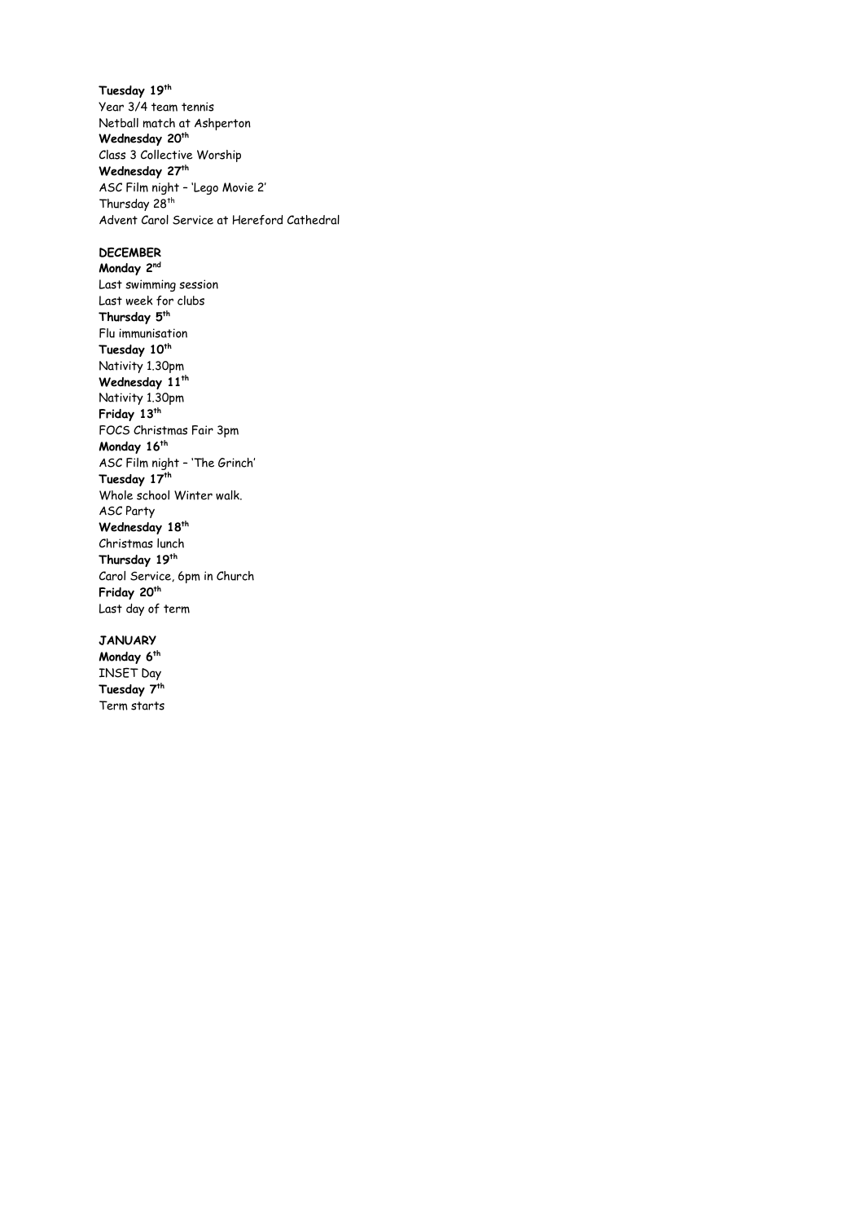**Tuesday 19th**
Year 3/4 team tennis
Netball match at Ashperton
**Wednesday 20th**
Class 3 Collective Worship
**Wednesday 27th**
ASC Film night – 'Lego Movie 2'
Thursday 28th
Advent Carol Service at Hereford Cathedral

**DECEMBER**
**Monday 2nd**
Last swimming session
Last week for clubs
**Thursday 5th**
Flu immunisation
**Tuesday 10th**
Nativity 1.30pm
**Wednesday 11th**
Nativity 1.30pm
**Friday 13th**
FOCS Christmas Fair 3pm
**Monday 16th**
ASC Film night – 'The Grinch'
**Tuesday 17th**
Whole school Winter walk.
ASC Party
**Wednesday 18th**
Christmas lunch
**Thursday 19th**
Carol Service, 6pm in Church
**Friday 20th**
Last day of term

**JANUARY**
**Monday 6th**
INSET Day
**Tuesday 7th**
Term starts